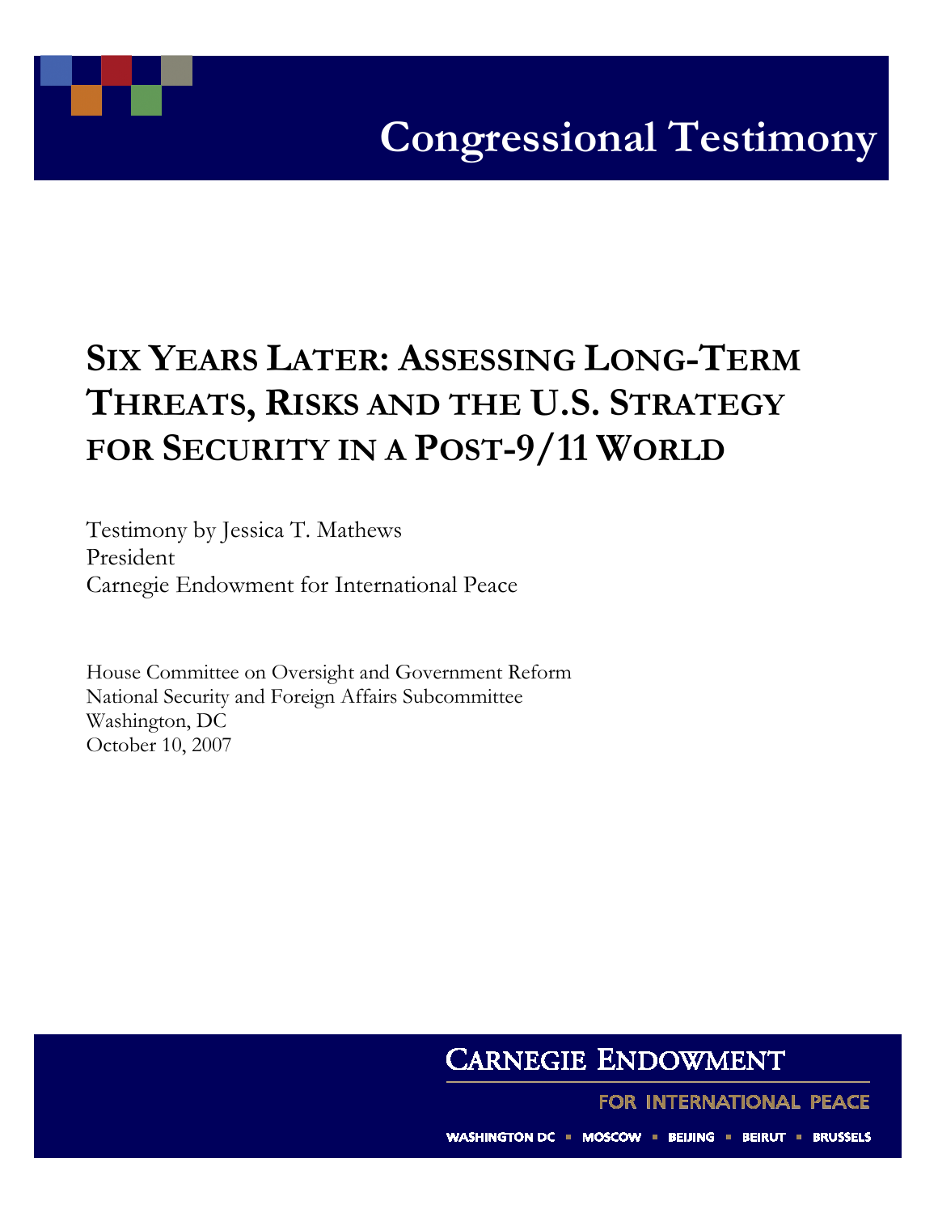# Congressional Testimony

# SIX YEARS LATER: ASSESSING LONG-TERM THREATS, RISKS AND THE U.S. STRATEGY FOR SECURITY IN A POST-9/11 WORLD

Testimony by Jessica T. Mathews
President
Carnegie Endowment for International Peace

House Committee on Oversight and Government Reform
National Security and Foreign Affairs Subcommittee
Washington, DC
October 10, 2007

CARNEGIE ENDOWMENT
FOR INTERNATIONAL PEACE

WASHINGTON DC ▪ MOSCOW ▪ BEIJING ▪ BEIRUT ▪ BRUSSELS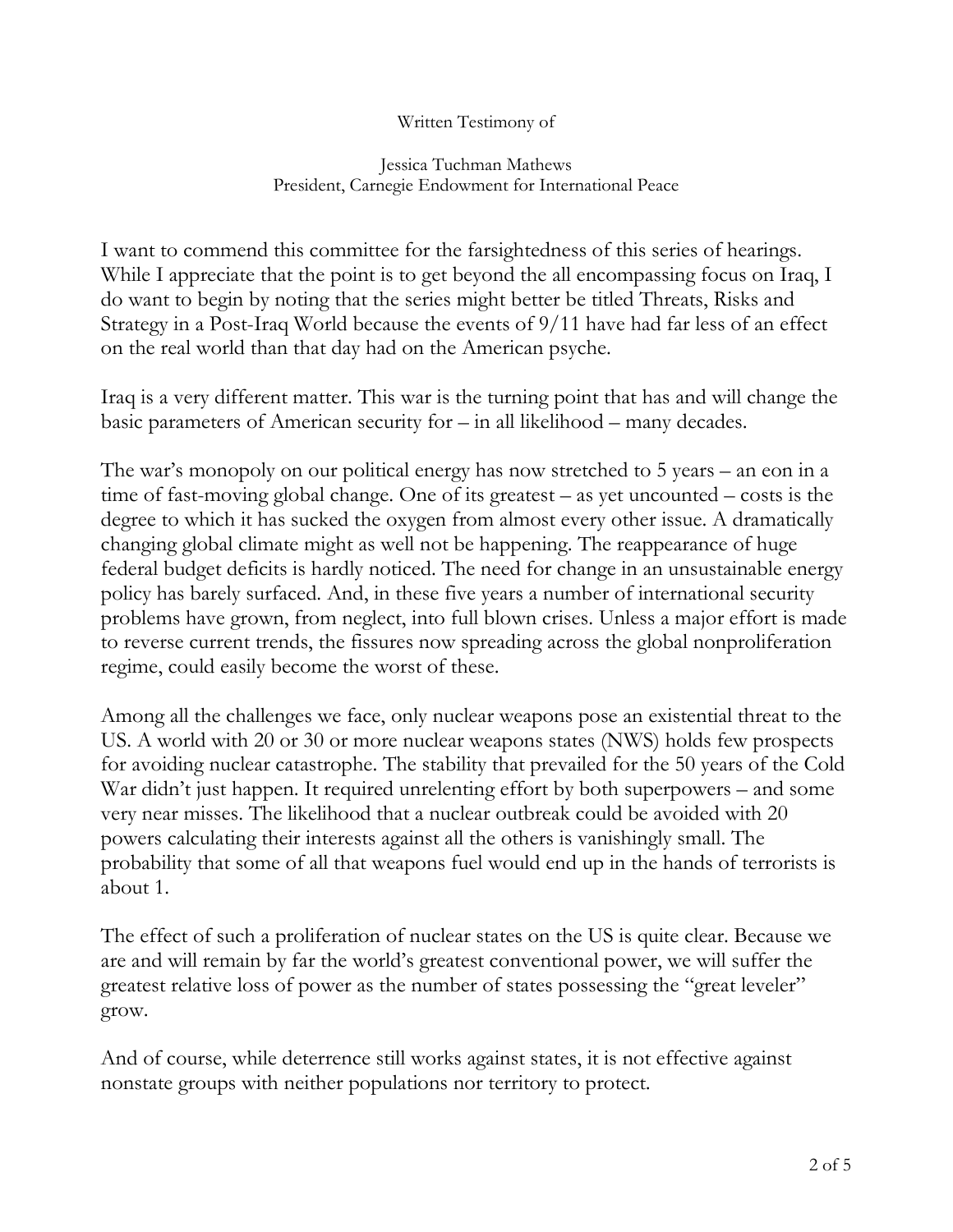Written Testimony of

Jessica Tuchman Mathews
President, Carnegie Endowment for International Peace

I want to commend this committee for the farsightedness of this series of hearings. While I appreciate that the point is to get beyond the all encompassing focus on Iraq, I do want to begin by noting that the series might better be titled Threats, Risks and Strategy in a Post-Iraq World because the events of 9/11 have had far less of an effect on the real world than that day had on the American psyche.

Iraq is a very different matter. This war is the turning point that has and will change the basic parameters of American security for – in all likelihood – many decades.

The war's monopoly on our political energy has now stretched to 5 years – an eon in a time of fast-moving global change. One of its greatest – as yet uncounted – costs is the degree to which it has sucked the oxygen from almost every other issue. A dramatically changing global climate might as well not be happening. The reappearance of huge federal budget deficits is hardly noticed. The need for change in an unsustainable energy policy has barely surfaced. And, in these five years a number of international security problems have grown, from neglect, into full blown crises. Unless a major effort is made to reverse current trends, the fissures now spreading across the global nonproliferation regime, could easily become the worst of these.

Among all the challenges we face, only nuclear weapons pose an existential threat to the US. A world with 20 or 30 or more nuclear weapons states (NWS) holds few prospects for avoiding nuclear catastrophe. The stability that prevailed for the 50 years of the Cold War didn't just happen. It required unrelenting effort by both superpowers – and some very near misses. The likelihood that a nuclear outbreak could be avoided with 20 powers calculating their interests against all the others is vanishingly small. The probability that some of all that weapons fuel would end up in the hands of terrorists is about 1.

The effect of such a proliferation of nuclear states on the US is quite clear. Because we are and will remain by far the world's greatest conventional power, we will suffer the greatest relative loss of power as the number of states possessing the "great leveler" grow.

And of course, while deterrence still works against states, it is not effective against nonstate groups with neither populations nor territory to protect.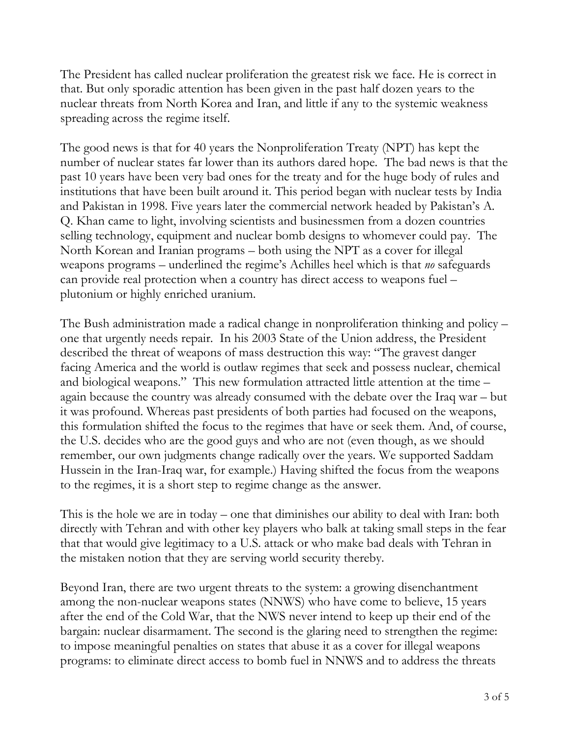The President has called nuclear proliferation the greatest risk we face. He is correct in that. But only sporadic attention has been given in the past half dozen years to the nuclear threats from North Korea and Iran, and little if any to the systemic weakness spreading across the regime itself.

The good news is that for 40 years the Nonproliferation Treaty (NPT) has kept the number of nuclear states far lower than its authors dared hope. The bad news is that the past 10 years have been very bad ones for the treaty and for the huge body of rules and institutions that have been built around it. This period began with nuclear tests by India and Pakistan in 1998. Five years later the commercial network headed by Pakistan's A. Q. Khan came to light, involving scientists and businessmen from a dozen countries selling technology, equipment and nuclear bomb designs to whomever could pay. The North Korean and Iranian programs – both using the NPT as a cover for illegal weapons programs – underlined the regime's Achilles heel which is that *no* safeguards can provide real protection when a country has direct access to weapons fuel – plutonium or highly enriched uranium.

The Bush administration made a radical change in nonproliferation thinking and policy – one that urgently needs repair. In his 2003 State of the Union address, the President described the threat of weapons of mass destruction this way: "The gravest danger facing America and the world is outlaw regimes that seek and possess nuclear, chemical and biological weapons." This new formulation attracted little attention at the time – again because the country was already consumed with the debate over the Iraq war – but it was profound. Whereas past presidents of both parties had focused on the weapons, this formulation shifted the focus to the regimes that have or seek them. And, of course, the U.S. decides who are the good guys and who are not (even though, as we should remember, our own judgments change radically over the years. We supported Saddam Hussein in the Iran-Iraq war, for example.) Having shifted the focus from the weapons to the regimes, it is a short step to regime change as the answer.

This is the hole we are in today – one that diminishes our ability to deal with Iran: both directly with Tehran and with other key players who balk at taking small steps in the fear that that would give legitimacy to a U.S. attack or who make bad deals with Tehran in the mistaken notion that they are serving world security thereby.

Beyond Iran, there are two urgent threats to the system: a growing disenchantment among the non-nuclear weapons states (NNWS) who have come to believe, 15 years after the end of the Cold War, that the NWS never intend to keep up their end of the bargain: nuclear disarmament. The second is the glaring need to strengthen the regime: to impose meaningful penalties on states that abuse it as a cover for illegal weapons programs: to eliminate direct access to bomb fuel in NNWS and to address the threats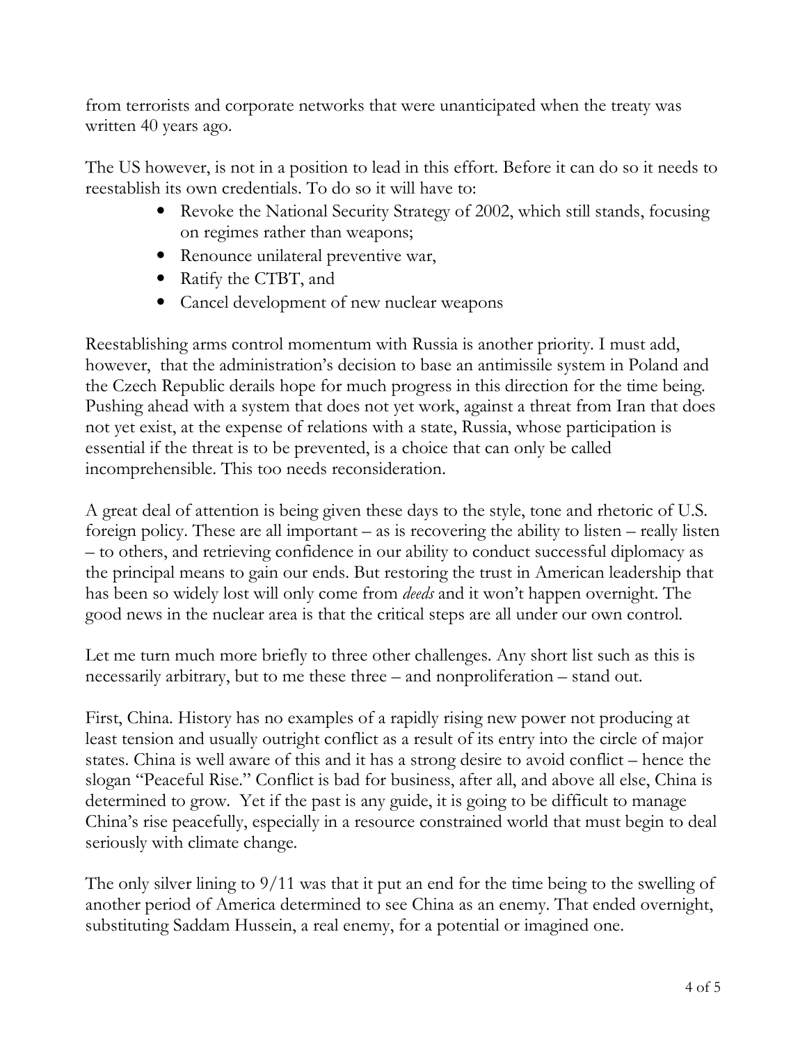from terrorists and corporate networks that were unanticipated when the treaty was written 40 years ago.

The US however, is not in a position to lead in this effort. Before it can do so it needs to reestablish its own credentials. To do so it will have to:

- Revoke the National Security Strategy of 2002, which still stands, focusing on regimes rather than weapons;
- Renounce unilateral preventive war,
- Ratify the CTBT, and
- Cancel development of new nuclear weapons

Reestablishing arms control momentum with Russia is another priority. I must add, however, that the administration's decision to base an antimissile system in Poland and the Czech Republic derails hope for much progress in this direction for the time being. Pushing ahead with a system that does not yet work, against a threat from Iran that does not yet exist, at the expense of relations with a state, Russia, whose participation is essential if the threat is to be prevented, is a choice that can only be called incomprehensible. This too needs reconsideration.

A great deal of attention is being given these days to the style, tone and rhetoric of U.S. foreign policy. These are all important – as is recovering the ability to listen – really listen – to others, and retrieving confidence in our ability to conduct successful diplomacy as the principal means to gain our ends. But restoring the trust in American leadership that has been so widely lost will only come from *deeds* and it won't happen overnight. The good news in the nuclear area is that the critical steps are all under our own control.

Let me turn much more briefly to three other challenges. Any short list such as this is necessarily arbitrary, but to me these three – and nonproliferation – stand out.

First, China. History has no examples of a rapidly rising new power not producing at least tension and usually outright conflict as a result of its entry into the circle of major states. China is well aware of this and it has a strong desire to avoid conflict – hence the slogan "Peaceful Rise." Conflict is bad for business, after all, and above all else, China is determined to grow. Yet if the past is any guide, it is going to be difficult to manage China's rise peacefully, especially in a resource constrained world that must begin to deal seriously with climate change.

The only silver lining to 9/11 was that it put an end for the time being to the swelling of another period of America determined to see China as an enemy. That ended overnight, substituting Saddam Hussein, a real enemy, for a potential or imagined one.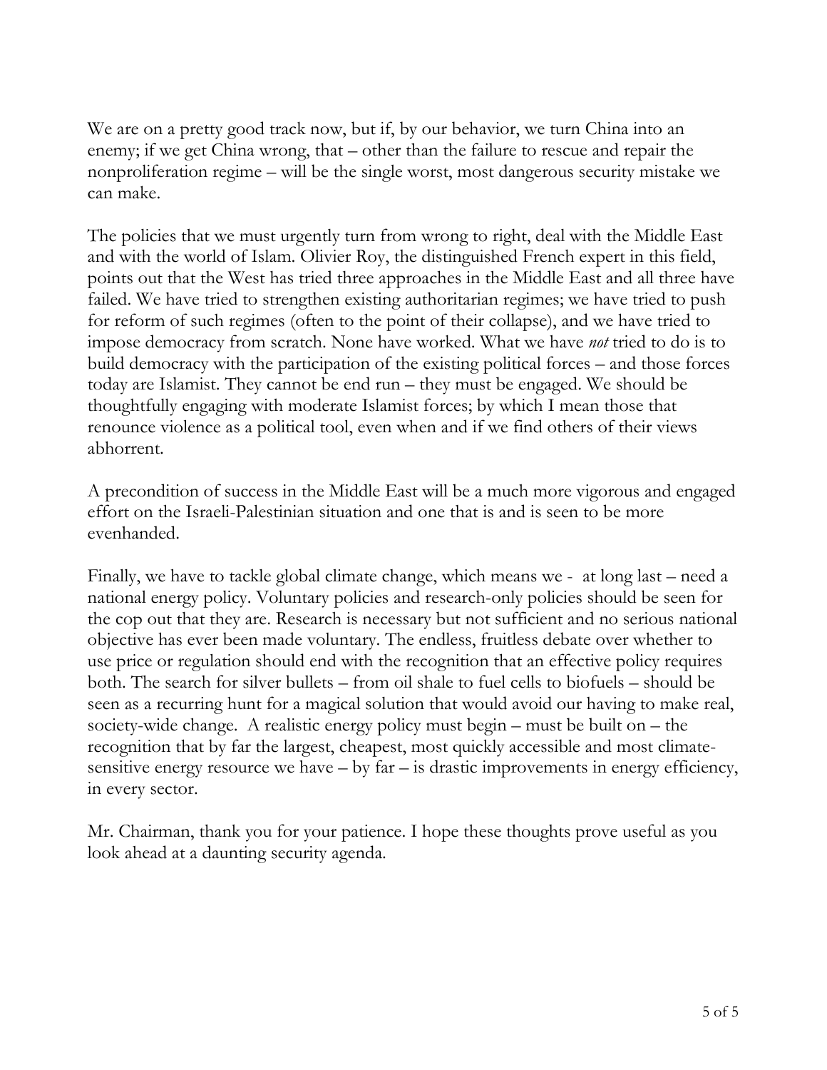We are on a pretty good track now, but if, by our behavior, we turn China into an enemy; if we get China wrong, that – other than the failure to rescue and repair the nonproliferation regime – will be the single worst, most dangerous security mistake we can make.

The policies that we must urgently turn from wrong to right, deal with the Middle East and with the world of Islam. Olivier Roy, the distinguished French expert in this field, points out that the West has tried three approaches in the Middle East and all three have failed. We have tried to strengthen existing authoritarian regimes; we have tried to push for reform of such regimes (often to the point of their collapse), and we have tried to impose democracy from scratch. None have worked. What we have *not* tried to do is to build democracy with the participation of the existing political forces – and those forces today are Islamist. They cannot be end run – they must be engaged. We should be thoughtfully engaging with moderate Islamist forces; by which I mean those that renounce violence as a political tool, even when and if we find others of their views abhorrent.

A precondition of success in the Middle East will be a much more vigorous and engaged effort on the Israeli-Palestinian situation and one that is and is seen to be more evenhanded.

Finally, we have to tackle global climate change, which means we - at long last – need a national energy policy. Voluntary policies and research-only policies should be seen for the cop out that they are. Research is necessary but not sufficient and no serious national objective has ever been made voluntary. The endless, fruitless debate over whether to use price or regulation should end with the recognition that an effective policy requires both. The search for silver bullets – from oil shale to fuel cells to biofuels – should be seen as a recurring hunt for a magical solution that would avoid our having to make real, society-wide change. A realistic energy policy must begin – must be built on – the recognition that by far the largest, cheapest, most quickly accessible and most climate-sensitive energy resource we have – by far – is drastic improvements in energy efficiency, in every sector.

Mr. Chairman, thank you for your patience. I hope these thoughts prove useful as you look ahead at a daunting security agenda.